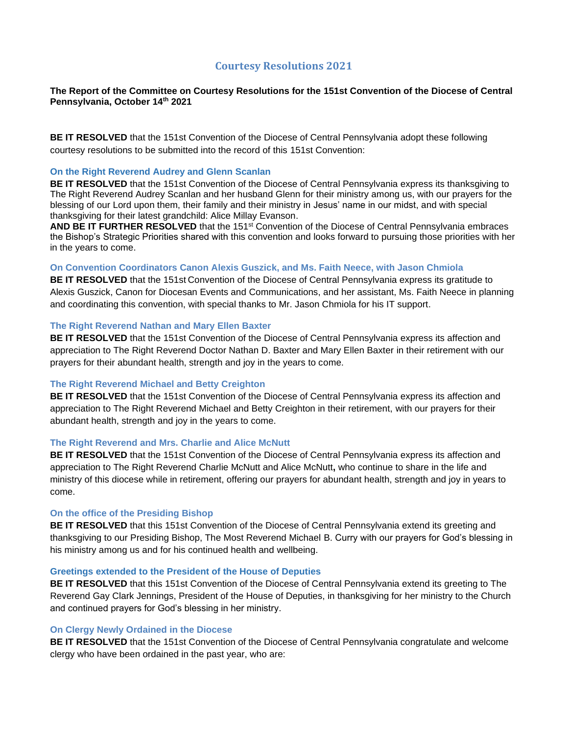# Courtesy Resolutions 2021

**The Report of the Committee on Courtesy Resolutions for the 151st Convention of the Diocese of Central Pennsylvania, October 14th 2021**

**BE IT RESOLVED** that the 151st Convention of the Diocese of Central Pennsylvania adopt these following courtesy resolutions to be submitted into the record of this 151st Convention:

### On the Right Reverend Audrey and Glenn Scanlan

**BE IT RESOLVED** that the 151st Convention of the Diocese of Central Pennsylvania express its thanksgiving to The Right Reverend Audrey Scanlan and her husband Glenn for their ministry among us, with our prayers for the blessing of our Lord upon them, their family and their ministry in Jesus' name in our midst, and with special thanksgiving for their latest grandchild: Alice Millay Evanson.

**AND BE IT FURTHER RESOLVED** that the 151st Convention of the Diocese of Central Pennsylvania embraces the Bishop's Strategic Priorities shared with this convention and looks forward to pursuing those priorities with her in the years to come.

### On Convention Coordinators Canon Alexis Guszick, and Ms. Faith Neece, with Jason Chmiola

**BE IT RESOLVED** that the 151st Convention of the Diocese of Central Pennsylvania express its gratitude to Alexis Guszick, Canon for Diocesan Events and Communications, and her assistant, Ms. Faith Neece in planning and coordinating this convention, with special thanks to Mr. Jason Chmiola for his IT support.

### The Right Reverend Nathan and Mary Ellen Baxter

**BE IT RESOLVED** that the 151st Convention of the Diocese of Central Pennsylvania express its affection and appreciation to The Right Reverend Doctor Nathan D. Baxter and Mary Ellen Baxter in their retirement with our prayers for their abundant health, strength and joy in the years to come.

### The Right Reverend Michael and Betty Creighton

**BE IT RESOLVED** that the 151st Convention of the Diocese of Central Pennsylvania express its affection and appreciation to The Right Reverend Michael and Betty Creighton in their retirement, with our prayers for their abundant health, strength and joy in the years to come.

### The Right Reverend and Mrs. Charlie and Alice McNutt

**BE IT RESOLVED** that the 151st Convention of the Diocese of Central Pennsylvania express its affection and appreciation to The Right Reverend Charlie McNutt and Alice McNutt**,** who continue to share in the life and ministry of this diocese while in retirement, offering our prayers for abundant health, strength and joy in years to come.

### On the office of the Presiding Bishop

**BE IT RESOLVED** that this 151st Convention of the Diocese of Central Pennsylvania extend its greeting and thanksgiving to our Presiding Bishop, The Most Reverend Michael B. Curry with our prayers for God's blessing in his ministry among us and for his continued health and wellbeing.

### Greetings extended to the President of the House of Deputies

**BE IT RESOLVED** that this 151st Convention of the Diocese of Central Pennsylvania extend its greeting to The Reverend Gay Clark Jennings, President of the House of Deputies, in thanksgiving for her ministry to the Church and continued prayers for God's blessing in her ministry.

### On Clergy Newly Ordained in the Diocese

**BE IT RESOLVED** that the 151st Convention of the Diocese of Central Pennsylvania congratulate and welcome clergy who have been ordained in the past year, who are: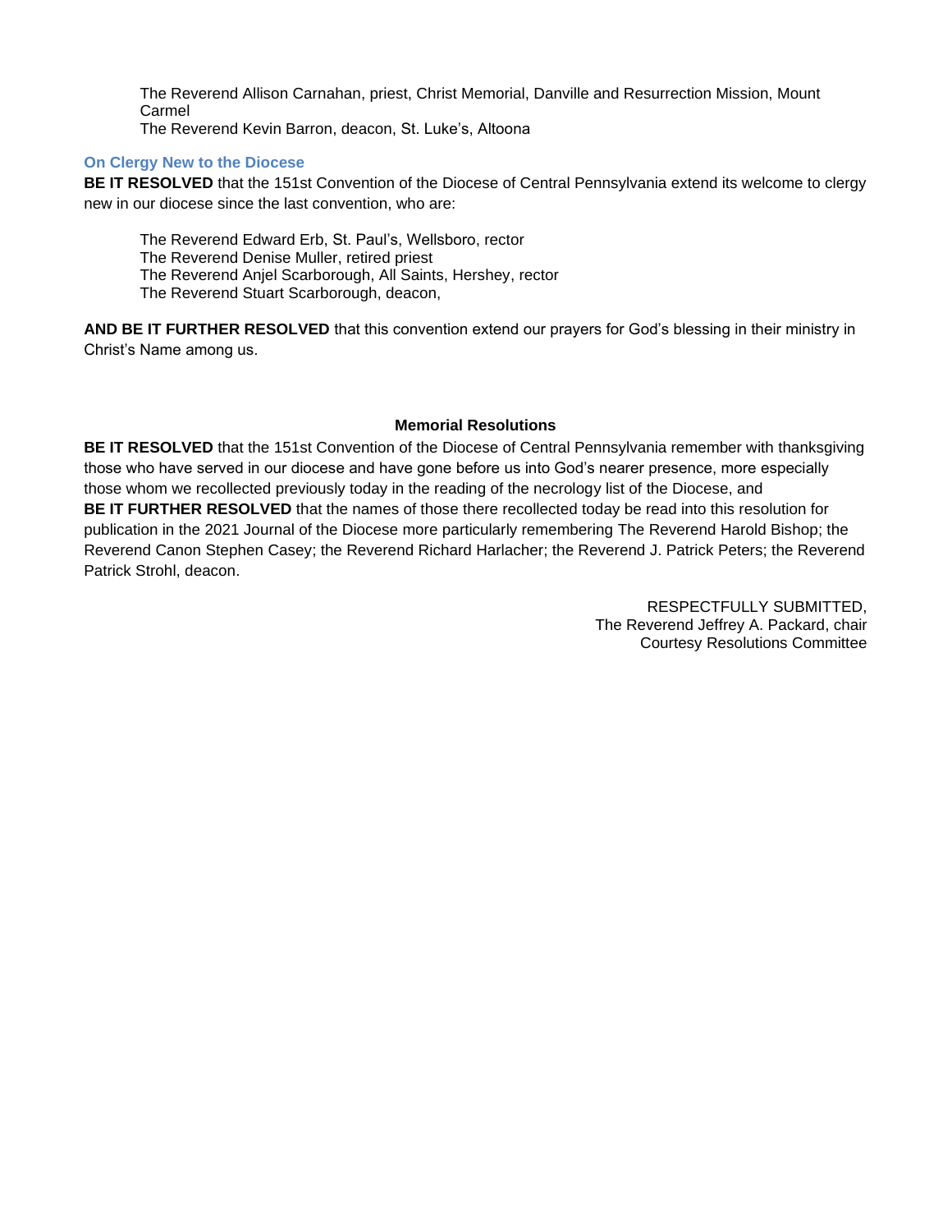The Reverend Allison Carnahan, priest, Christ Memorial, Danville and Resurrection Mission, Mount Carmel  
The Reverend Kevin Barron, deacon, St. Luke's, Altoona

### On Clergy New to the Diocese

**BE IT RESOLVED** that the 151st Convention of the Diocese of Central Pennsylvania extend its welcome to clergy new in our diocese since the last convention, who are:

The Reverend Edward Erb, St. Paul's, Wellsboro, rector  
The Reverend Denise Muller, retired priest  
The Reverend Anjel Scarborough, All Saints, Hershey, rector  
The Reverend Stuart Scarborough, deacon,

**AND BE IT FURTHER RESOLVED** that this convention extend our prayers for God's blessing in their ministry in Christ's Name among us.

### Memorial Resolutions

**BE IT RESOLVED** that the 151st Convention of the Diocese of Central Pennsylvania remember with thanksgiving those who have served in our diocese and have gone before us into God's nearer presence, more especially those whom we recollected previously today in the reading of the necrology list of the Diocese, and  
**BE IT FURTHER RESOLVED** that the names of those there recollected today be read into this resolution for publication in the 2021 Journal of the Diocese more particularly remembering The Reverend Harold Bishop; the Reverend Canon Stephen Casey; the Reverend Richard Harlacher; the Reverend J. Patrick Peters; the Reverend Patrick Strohl, deacon.

RESPECTFULLY SUBMITTED,  
The Reverend Jeffrey A. Packard, chair  
Courtesy Resolutions Committee